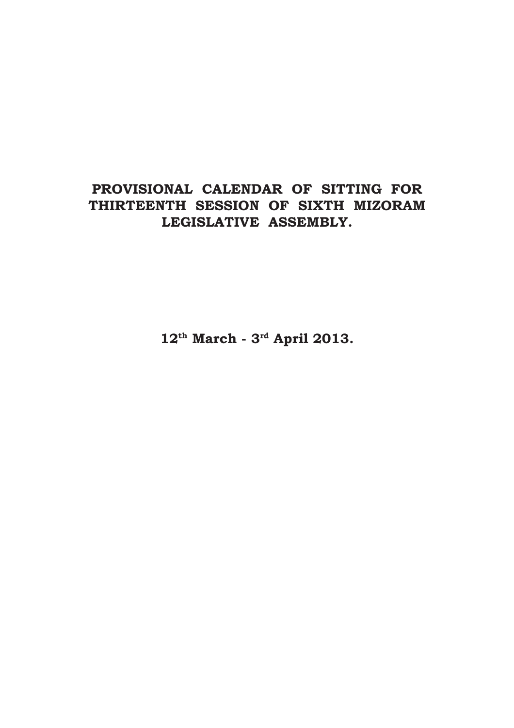# PROVISIONAL CALENDAR OF SITTING FOR THIRTEENTH SESSION OF SIXTH MIZORAM LEGISLATIVE ASSEMBLY.

**12th March - 3rd April 2013.**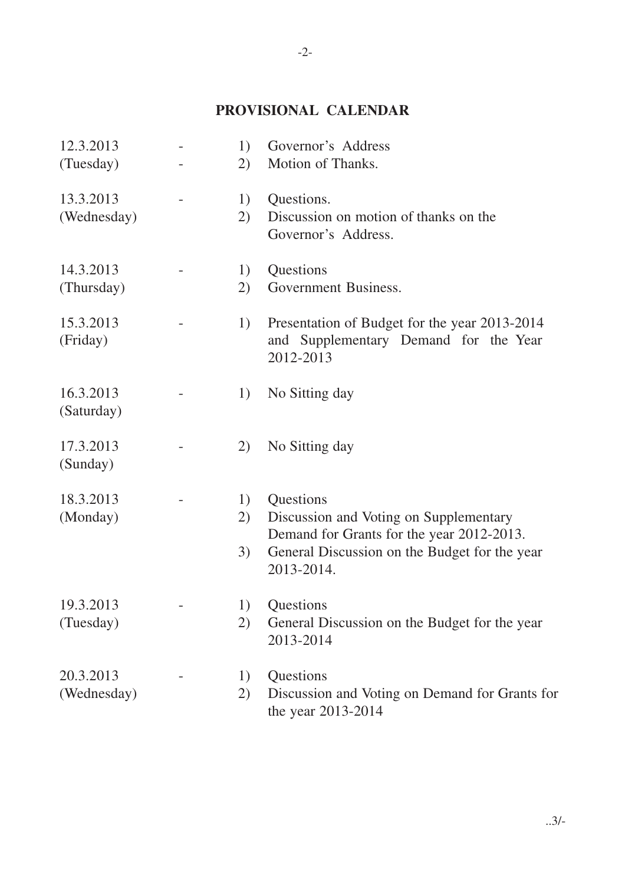## PROVISIONAL CALENDAR

| | | | |
|---|---|---|---|
| 12.3.2013 (Tuesday) | - | 1) | Governor's Address |
| | - | 2) | Motion of Thanks. |
| 13.3.2013 (Wednesday) | - | 1) | Questions. |
| | | 2) | Discussion on motion of thanks on the Governor's Address. |
| 14.3.2013 (Thursday) | - | 1) | Questions |
| | | 2) | Government Business. |
| 15.3.2013 (Friday) | - | 1) | Presentation of Budget for the year 2013-2014 and Supplementary Demand for the Year 2012-2013 |
| 16.3.2013 (Saturday) | - | 1) | No Sitting day |
| 17.3.2013 (Sunday) | - | 2) | No Sitting day |
| 18.3.2013 (Monday) | - | 1) | Questions |
| | | 2) | Discussion and Voting on Supplementary Demand for Grants for the year 2012-2013. |
| | | 3) | General Discussion on the Budget for the year 2013-2014. |
| 19.3.2013 (Tuesday) | - | 1) | Questions |
| | | 2) | General Discussion on the Budget for the year 2013-2014 |
| 20.3.2013 (Wednesday) | - | 1) | Questions |
| | | 2) | Discussion and Voting on Demand for Grants for the year 2013-2014 |

..3/-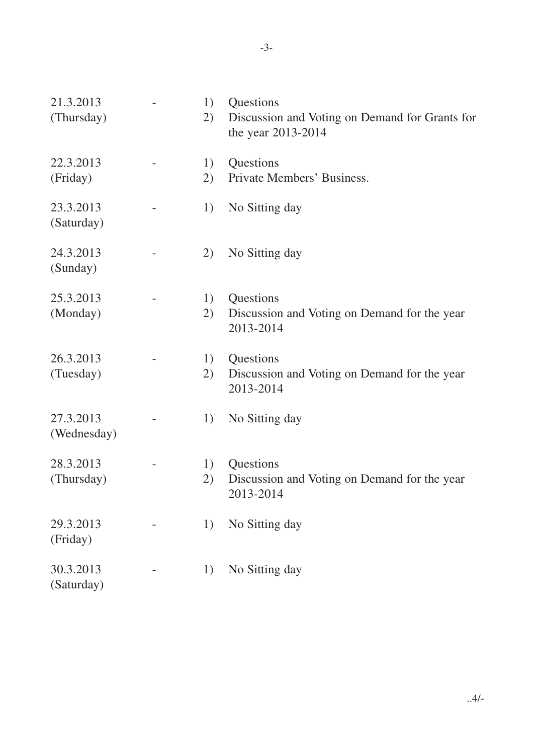| | | | |
|---|---|---|---|
| 21.3.2013 (Thursday) | - | 1) | Questions |
| | | 2) | Discussion and Voting on Demand for Grants for the year 2013-2014 |
| 22.3.2013 (Friday) | - | 1) | Questions |
| | | 2) | Private Members' Business. |
| 23.3.2013 (Saturday) | - | 1) | No Sitting day |
| 24.3.2013 (Sunday) | - | 2) | No Sitting day |
| 25.3.2013 (Monday) | - | 1) | Questions |
| | | 2) | Discussion and Voting on Demand for the year 2013-2014 |
| 26.3.2013 (Tuesday) | - | 1) | Questions |
| | | 2) | Discussion and Voting on Demand for the year 2013-2014 |
| 27.3.2013 (Wednesday) | - | 1) | No Sitting day |
| 28.3.2013 (Thursday) | - | 1) | Questions |
| | | 2) | Discussion and Voting on Demand for the year 2013-2014 |
| 29.3.2013 (Friday) | - | 1) | No Sitting day |
| 30.3.2013 (Saturday) | - | 1) | No Sitting day |

..4/-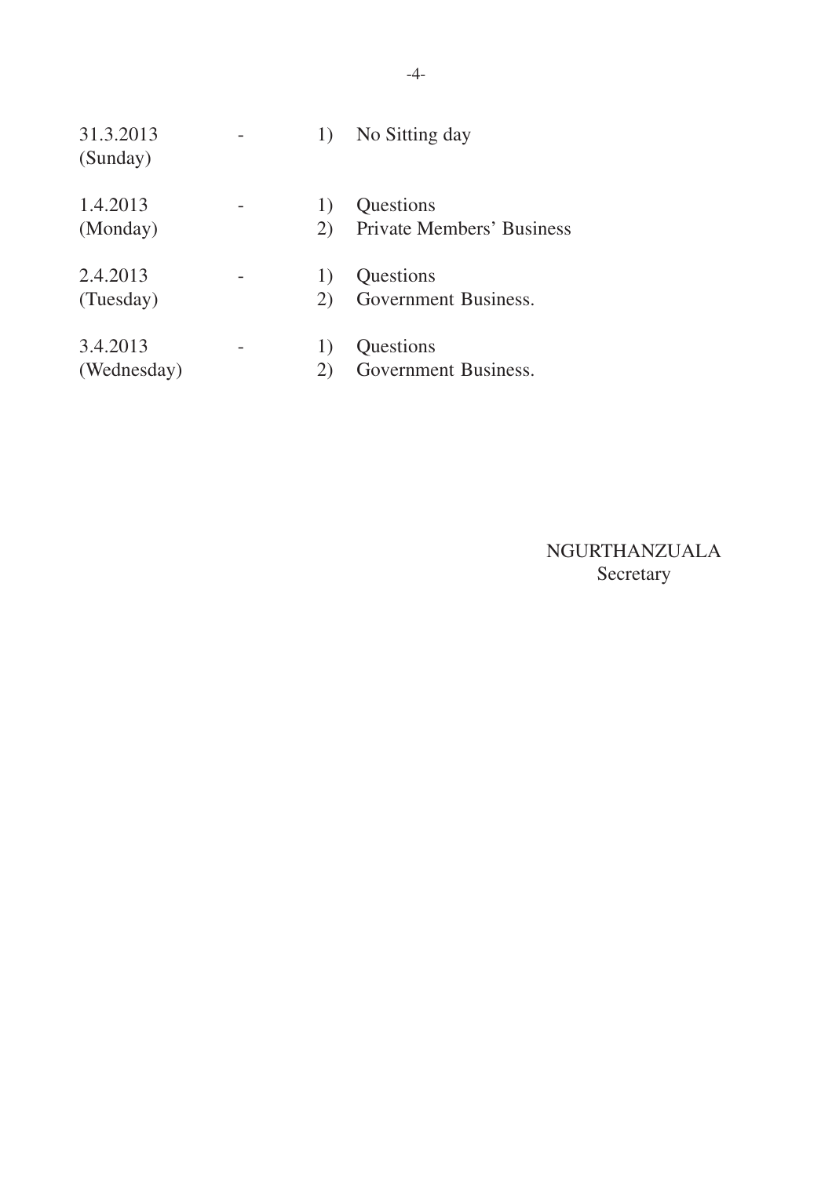| | | | |
|---|---|---|---|
| 31.3.2013<br>(Sunday) | - | 1) | No Sitting day |
| 1.4.2013<br>(Monday) | - | 1)<br>2) | Questions<br>Private Members' Business |
| 2.4.2013<br>(Tuesday) | - | 1)<br>2) | Questions<br>Government Business. |
| 3.4.2013<br>(Wednesday) | - | 1)<br>2) | Questions<br>Government Business. |

NGURTHANZUALA
Secretary